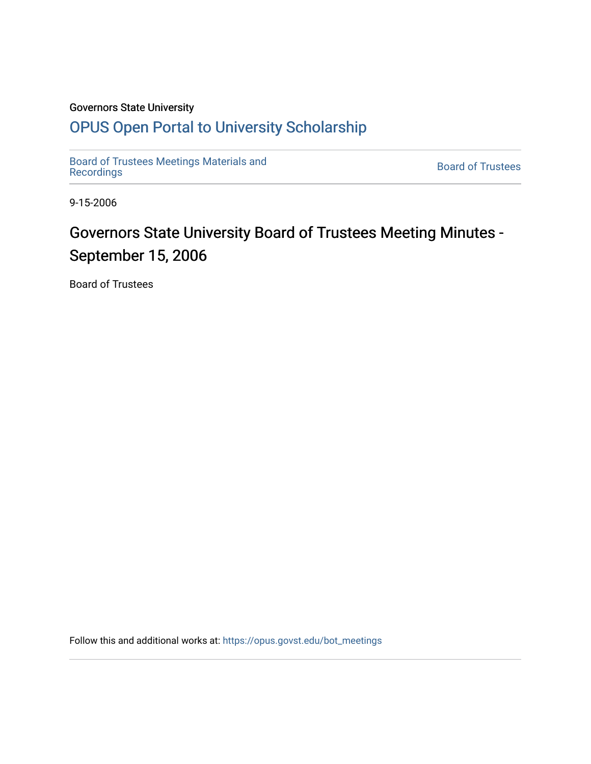Governors State University

# OPUS Open Portal to University Scholarship

Board of Trustees Meetings Materials and Recordings

Board of Trustees

9-15-2006

## Governors State University Board of Trustees Meeting Minutes - September 15, 2006

Board of Trustees

Follow this and additional works at: https://opus.govst.edu/bot_meetings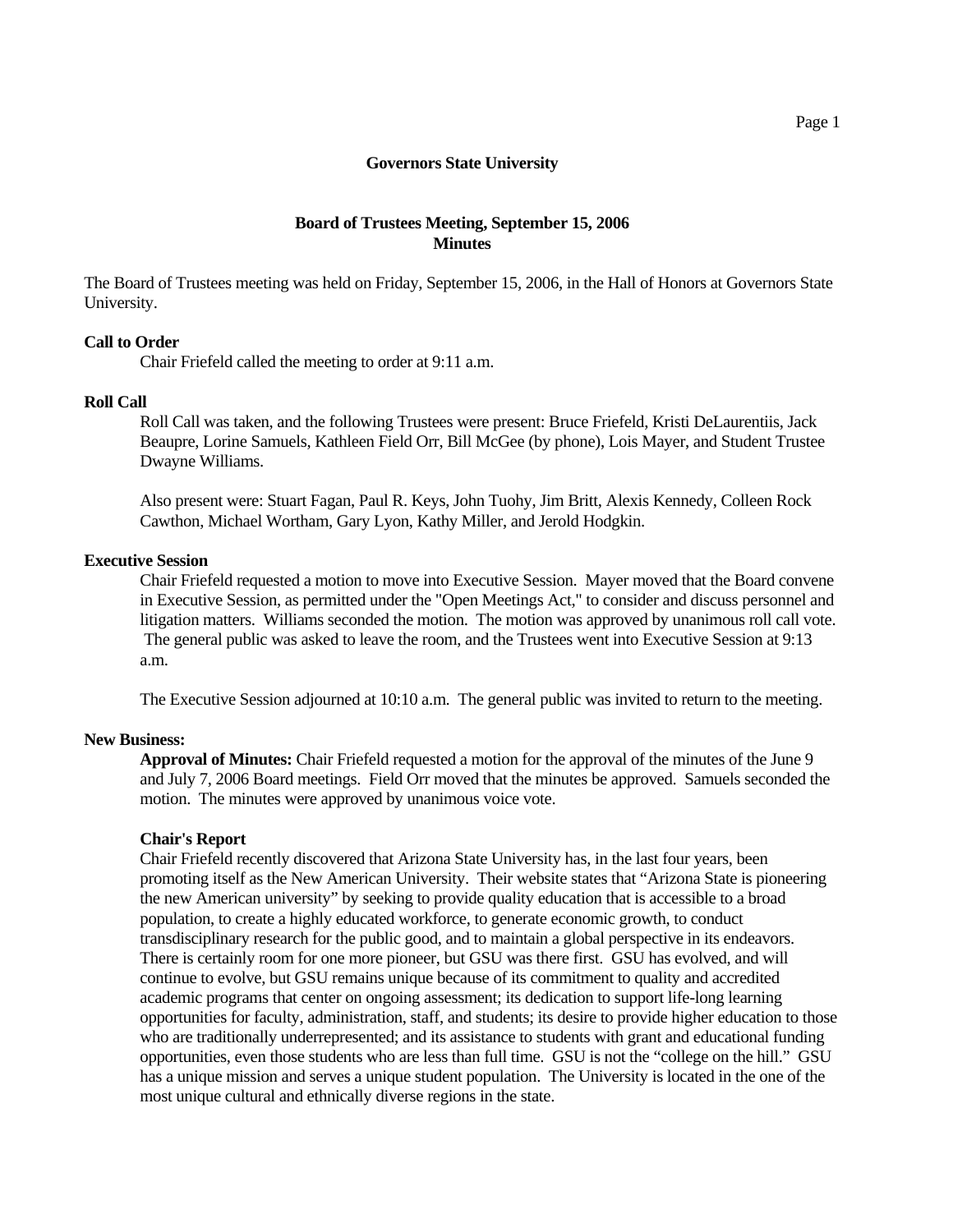**Governors State University**

**Board of Trustees Meeting, September 15, 2006**
**Minutes**

The Board of Trustees meeting was held on Friday, September 15, 2006, in the Hall of Honors at Governors State University.

**Call to Order**

Chair Friefeld called the meeting to order at 9:11 a.m.

**Roll Call**

Roll Call was taken, and the following Trustees were present: Bruce Friefeld, Kristi DeLaurentiis, Jack Beaupre, Lorine Samuels, Kathleen Field Orr, Bill McGee (by phone), Lois Mayer, and Student Trustee Dwayne Williams.

Also present were: Stuart Fagan, Paul R. Keys, John Tuohy, Jim Britt, Alexis Kennedy, Colleen Rock Cawthon, Michael Wortham, Gary Lyon, Kathy Miller, and Jerold Hodgkin.

**Executive Session**

Chair Friefeld requested a motion to move into Executive Session. Mayer moved that the Board convene in Executive Session, as permitted under the "Open Meetings Act," to consider and discuss personnel and litigation matters. Williams seconded the motion. The motion was approved by unanimous roll call vote. The general public was asked to leave the room, and the Trustees went into Executive Session at 9:13 a.m.

The Executive Session adjourned at 10:10 a.m. The general public was invited to return to the meeting.

**New Business:**

**Approval of Minutes:** Chair Friefeld requested a motion for the approval of the minutes of the June 9 and July 7, 2006 Board meetings. Field Orr moved that the minutes be approved. Samuels seconded the motion. The minutes were approved by unanimous voice vote.

**Chair's Report**

Chair Friefeld recently discovered that Arizona State University has, in the last four years, been promoting itself as the New American University. Their website states that "Arizona State is pioneering the new American university" by seeking to provide quality education that is accessible to a broad population, to create a highly educated workforce, to generate economic growth, to conduct transdisciplinary research for the public good, and to maintain a global perspective in its endeavors. There is certainly room for one more pioneer, but GSU was there first. GSU has evolved, and will continue to evolve, but GSU remains unique because of its commitment to quality and accredited academic programs that center on ongoing assessment; its dedication to support life-long learning opportunities for faculty, administration, staff, and students; its desire to provide higher education to those who are traditionally underrepresented; and its assistance to students with grant and educational funding opportunities, even those students who are less than full time. GSU is not the "college on the hill." GSU has a unique mission and serves a unique student population. The University is located in the one of the most unique cultural and ethnically diverse regions in the state.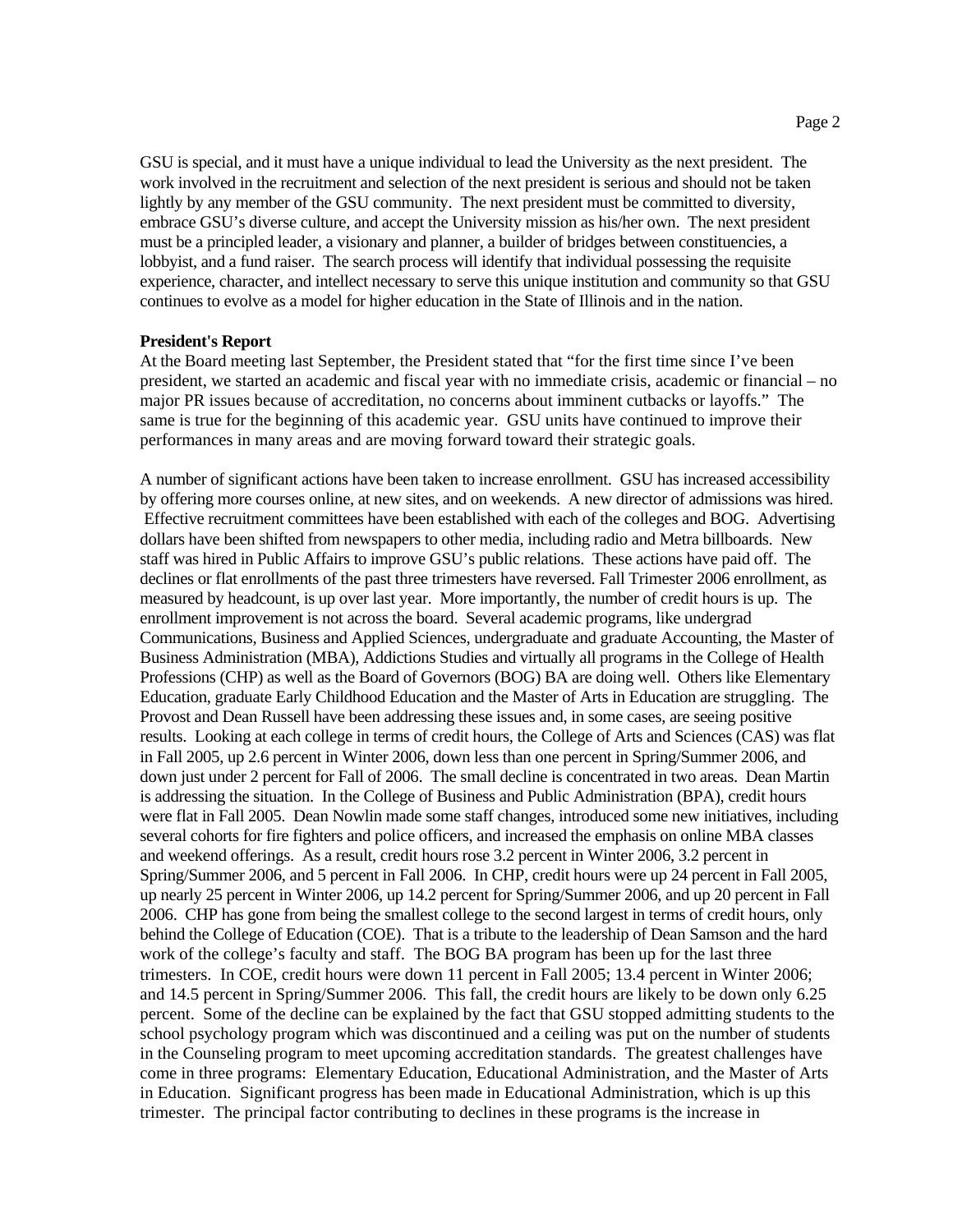GSU is special, and it must have a unique individual to lead the University as the next president. The work involved in the recruitment and selection of the next president is serious and should not be taken lightly by any member of the GSU community. The next president must be committed to diversity, embrace GSU's diverse culture, and accept the University mission as his/her own. The next president must be a principled leader, a visionary and planner, a builder of bridges between constituencies, a lobbyist, and a fund raiser. The search process will identify that individual possessing the requisite experience, character, and intellect necessary to serve this unique institution and community so that GSU continues to evolve as a model for higher education in the State of Illinois and in the nation.

**President's Report**

At the Board meeting last September, the President stated that "for the first time since I've been president, we started an academic and fiscal year with no immediate crisis, academic or financial – no major PR issues because of accreditation, no concerns about imminent cutbacks or layoffs." The same is true for the beginning of this academic year. GSU units have continued to improve their performances in many areas and are moving forward toward their strategic goals.

A number of significant actions have been taken to increase enrollment. GSU has increased accessibility by offering more courses online, at new sites, and on weekends. A new director of admissions was hired. Effective recruitment committees have been established with each of the colleges and BOG. Advertising dollars have been shifted from newspapers to other media, including radio and Metra billboards. New staff was hired in Public Affairs to improve GSU's public relations. These actions have paid off. The declines or flat enrollments of the past three trimesters have reversed. Fall Trimester 2006 enrollment, as measured by headcount, is up over last year. More importantly, the number of credit hours is up. The enrollment improvement is not across the board. Several academic programs, like undergrad Communications, Business and Applied Sciences, undergraduate and graduate Accounting, the Master of Business Administration (MBA), Addictions Studies and virtually all programs in the College of Health Professions (CHP) as well as the Board of Governors (BOG) BA are doing well. Others like Elementary Education, graduate Early Childhood Education and the Master of Arts in Education are struggling. The Provost and Dean Russell have been addressing these issues and, in some cases, are seeing positive results. Looking at each college in terms of credit hours, the College of Arts and Sciences (CAS) was flat in Fall 2005, up 2.6 percent in Winter 2006, down less than one percent in Spring/Summer 2006, and down just under 2 percent for Fall of 2006. The small decline is concentrated in two areas. Dean Martin is addressing the situation. In the College of Business and Public Administration (BPA), credit hours were flat in Fall 2005. Dean Nowlin made some staff changes, introduced some new initiatives, including several cohorts for fire fighters and police officers, and increased the emphasis on online MBA classes and weekend offerings. As a result, credit hours rose 3.2 percent in Winter 2006, 3.2 percent in Spring/Summer 2006, and 5 percent in Fall 2006. In CHP, credit hours were up 24 percent in Fall 2005, up nearly 25 percent in Winter 2006, up 14.2 percent for Spring/Summer 2006, and up 20 percent in Fall 2006. CHP has gone from being the smallest college to the second largest in terms of credit hours, only behind the College of Education (COE). That is a tribute to the leadership of Dean Samson and the hard work of the college's faculty and staff. The BOG BA program has been up for the last three trimesters. In COE, credit hours were down 11 percent in Fall 2005; 13.4 percent in Winter 2006; and 14.5 percent in Spring/Summer 2006. This fall, the credit hours are likely to be down only 6.25 percent. Some of the decline can be explained by the fact that GSU stopped admitting students to the school psychology program which was discontinued and a ceiling was put on the number of students in the Counseling program to meet upcoming accreditation standards. The greatest challenges have come in three programs: Elementary Education, Educational Administration, and the Master of Arts in Education. Significant progress has been made in Educational Administration, which is up this trimester. The principal factor contributing to declines in these programs is the increase in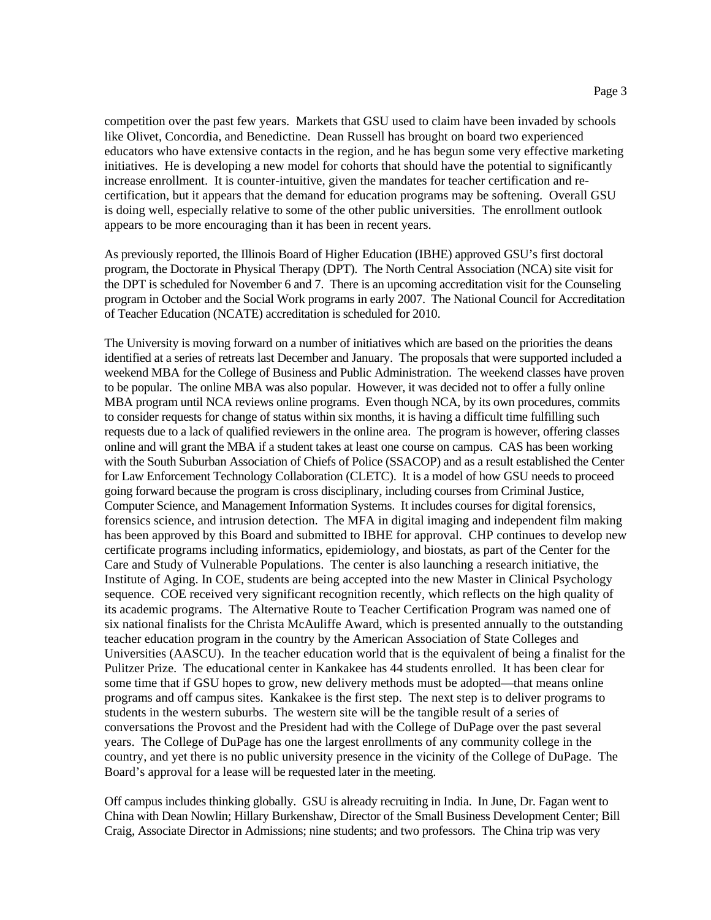competition over the past few years. Markets that GSU used to claim have been invaded by schools like Olivet, Concordia, and Benedictine. Dean Russell has brought on board two experienced educators who have extensive contacts in the region, and he has begun some very effective marketing initiatives. He is developing a new model for cohorts that should have the potential to significantly increase enrollment. It is counter-intuitive, given the mandates for teacher certification and re-certification, but it appears that the demand for education programs may be softening. Overall GSU is doing well, especially relative to some of the other public universities. The enrollment outlook appears to be more encouraging than it has been in recent years.

As previously reported, the Illinois Board of Higher Education (IBHE) approved GSU's first doctoral program, the Doctorate in Physical Therapy (DPT). The North Central Association (NCA) site visit for the DPT is scheduled for November 6 and 7. There is an upcoming accreditation visit for the Counseling program in October and the Social Work programs in early 2007. The National Council for Accreditation of Teacher Education (NCATE) accreditation is scheduled for 2010.

The University is moving forward on a number of initiatives which are based on the priorities the deans identified at a series of retreats last December and January. The proposals that were supported included a weekend MBA for the College of Business and Public Administration. The weekend classes have proven to be popular. The online MBA was also popular. However, it was decided not to offer a fully online MBA program until NCA reviews online programs. Even though NCA, by its own procedures, commits to consider requests for change of status within six months, it is having a difficult time fulfilling such requests due to a lack of qualified reviewers in the online area. The program is however, offering classes online and will grant the MBA if a student takes at least one course on campus. CAS has been working with the South Suburban Association of Chiefs of Police (SSACOP) and as a result established the Center for Law Enforcement Technology Collaboration (CLETC). It is a model of how GSU needs to proceed going forward because the program is cross disciplinary, including courses from Criminal Justice, Computer Science, and Management Information Systems. It includes courses for digital forensics, forensics science, and intrusion detection. The MFA in digital imaging and independent film making has been approved by this Board and submitted to IBHE for approval. CHP continues to develop new certificate programs including informatics, epidemiology, and biostats, as part of the Center for the Care and Study of Vulnerable Populations. The center is also launching a research initiative, the Institute of Aging. In COE, students are being accepted into the new Master in Clinical Psychology sequence. COE received very significant recognition recently, which reflects on the high quality of its academic programs. The Alternative Route to Teacher Certification Program was named one of six national finalists for the Christa McAuliffe Award, which is presented annually to the outstanding teacher education program in the country by the American Association of State Colleges and Universities (AASCU). In the teacher education world that is the equivalent of being a finalist for the Pulitzer Prize. The educational center in Kankakee has 44 students enrolled. It has been clear for some time that if GSU hopes to grow, new delivery methods must be adopted—that means online programs and off campus sites. Kankakee is the first step. The next step is to deliver programs to students in the western suburbs. The western site will be the tangible result of a series of conversations the Provost and the President had with the College of DuPage over the past several years. The College of DuPage has one the largest enrollments of any community college in the country, and yet there is no public university presence in the vicinity of the College of DuPage. The Board's approval for a lease will be requested later in the meeting.

Off campus includes thinking globally. GSU is already recruiting in India. In June, Dr. Fagan went to China with Dean Nowlin; Hillary Burkenshaw, Director of the Small Business Development Center; Bill Craig, Associate Director in Admissions; nine students; and two professors. The China trip was very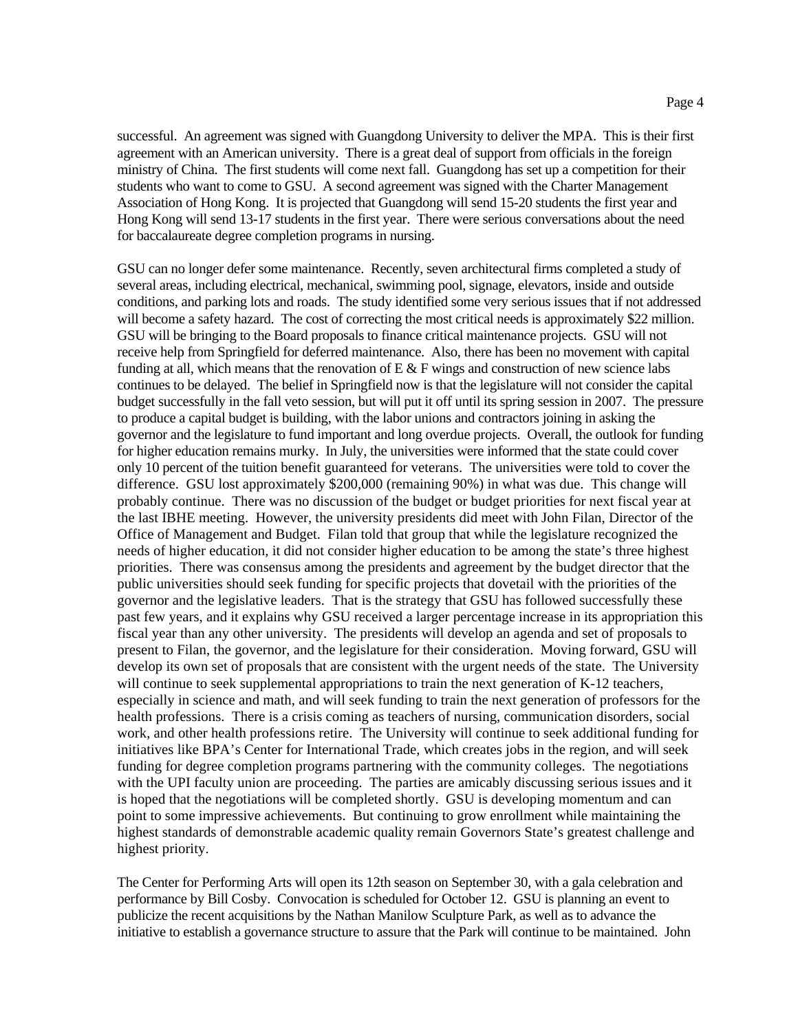successful. An agreement was signed with Guangdong University to deliver the MPA. This is their first agreement with an American university. There is a great deal of support from officials in the foreign ministry of China. The first students will come next fall. Guangdong has set up a competition for their students who want to come to GSU. A second agreement was signed with the Charter Management Association of Hong Kong. It is projected that Guangdong will send 15-20 students the first year and Hong Kong will send 13-17 students in the first year. There were serious conversations about the need for baccalaureate degree completion programs in nursing.

GSU can no longer defer some maintenance. Recently, seven architectural firms completed a study of several areas, including electrical, mechanical, swimming pool, signage, elevators, inside and outside conditions, and parking lots and roads. The study identified some very serious issues that if not addressed will become a safety hazard. The cost of correcting the most critical needs is approximately $22 million. GSU will be bringing to the Board proposals to finance critical maintenance projects. GSU will not receive help from Springfield for deferred maintenance. Also, there has been no movement with capital funding at all, which means that the renovation of E & F wings and construction of new science labs continues to be delayed. The belief in Springfield now is that the legislature will not consider the capital budget successfully in the fall veto session, but will put it off until its spring session in 2007. The pressure to produce a capital budget is building, with the labor unions and contractors joining in asking the governor and the legislature to fund important and long overdue projects. Overall, the outlook for funding for higher education remains murky. In July, the universities were informed that the state could cover only 10 percent of the tuition benefit guaranteed for veterans. The universities were told to cover the difference. GSU lost approximately $200,000 (remaining 90%) in what was due. This change will probably continue. There was no discussion of the budget or budget priorities for next fiscal year at the last IBHE meeting. However, the university presidents did meet with John Filan, Director of the Office of Management and Budget. Filan told that group that while the legislature recognized the needs of higher education, it did not consider higher education to be among the state's three highest priorities. There was consensus among the presidents and agreement by the budget director that the public universities should seek funding for specific projects that dovetail with the priorities of the governor and the legislative leaders. That is the strategy that GSU has followed successfully these past few years, and it explains why GSU received a larger percentage increase in its appropriation this fiscal year than any other university. The presidents will develop an agenda and set of proposals to present to Filan, the governor, and the legislature for their consideration. Moving forward, GSU will develop its own set of proposals that are consistent with the urgent needs of the state. The University will continue to seek supplemental appropriations to train the next generation of K-12 teachers, especially in science and math, and will seek funding to train the next generation of professors for the health professions. There is a crisis coming as teachers of nursing, communication disorders, social work, and other health professions retire. The University will continue to seek additional funding for initiatives like BPA's Center for International Trade, which creates jobs in the region, and will seek funding for degree completion programs partnering with the community colleges. The negotiations with the UPI faculty union are proceeding. The parties are amicably discussing serious issues and it is hoped that the negotiations will be completed shortly. GSU is developing momentum and can point to some impressive achievements. But continuing to grow enrollment while maintaining the highest standards of demonstrable academic quality remain Governors State's greatest challenge and highest priority.

The Center for Performing Arts will open its 12th season on September 30, with a gala celebration and performance by Bill Cosby. Convocation is scheduled for October 12. GSU is planning an event to publicize the recent acquisitions by the Nathan Manilow Sculpture Park, as well as to advance the initiative to establish a governance structure to assure that the Park will continue to be maintained. John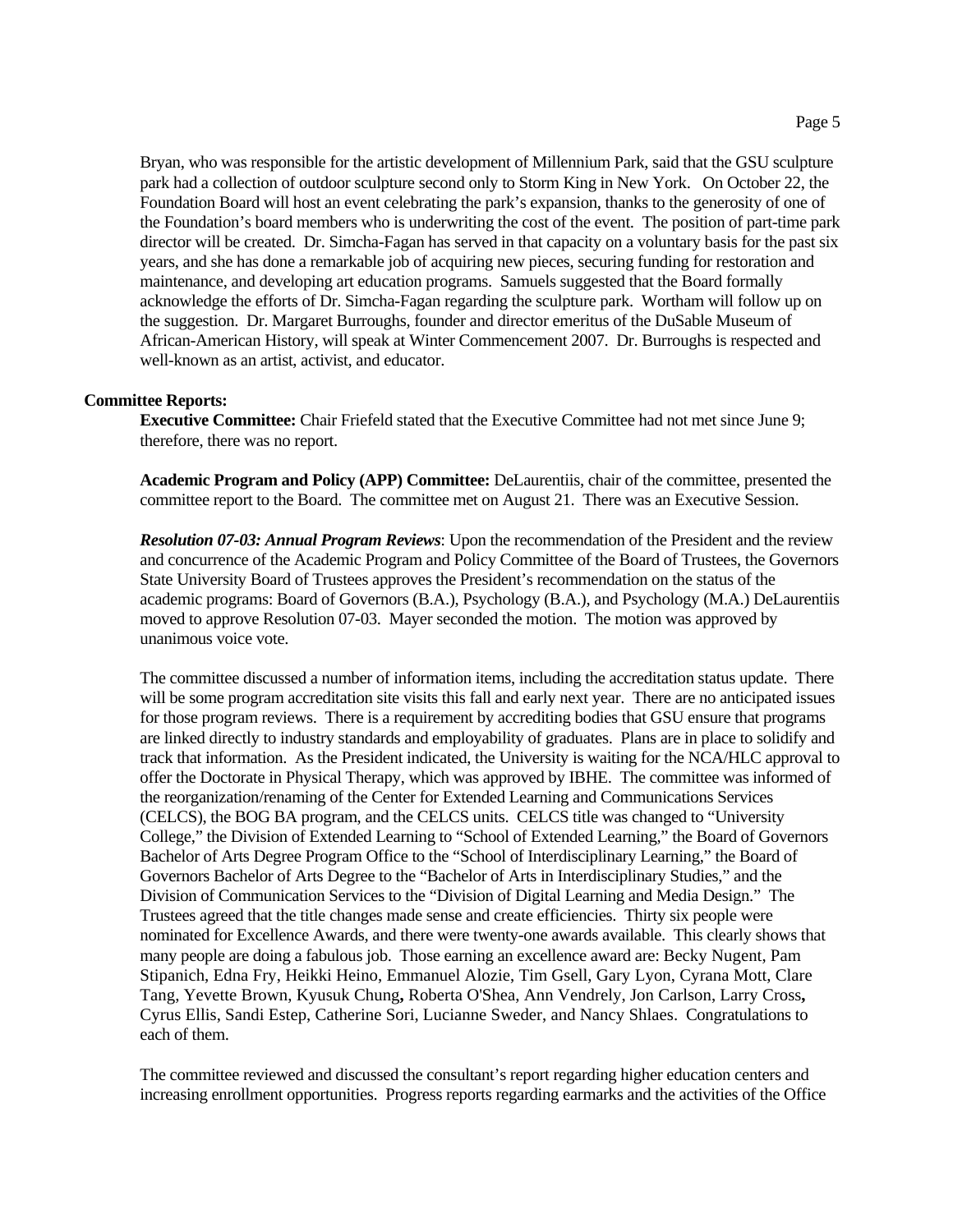Bryan, who was responsible for the artistic development of Millennium Park, said that the GSU sculpture park had a collection of outdoor sculpture second only to Storm King in New York. On October 22, the Foundation Board will host an event celebrating the park's expansion, thanks to the generosity of one of the Foundation's board members who is underwriting the cost of the event. The position of part-time park director will be created. Dr. Simcha-Fagan has served in that capacity on a voluntary basis for the past six years, and she has done a remarkable job of acquiring new pieces, securing funding for restoration and maintenance, and developing art education programs. Samuels suggested that the Board formally acknowledge the efforts of Dr. Simcha-Fagan regarding the sculpture park. Wortham will follow up on the suggestion. Dr. Margaret Burroughs, founder and director emeritus of the DuSable Museum of African-American History, will speak at Winter Commencement 2007. Dr. Burroughs is respected and well-known as an artist, activist, and educator.

**Committee Reports:**

**Executive Committee:** Chair Friefeld stated that the Executive Committee had not met since June 9; therefore, there was no report.

**Academic Program and Policy (APP) Committee:** DeLaurentiis, chair of the committee, presented the committee report to the Board. The committee met on August 21. There was an Executive Session.

***Resolution 07-03: Annual Program Reviews***: Upon the recommendation of the President and the review and concurrence of the Academic Program and Policy Committee of the Board of Trustees, the Governors State University Board of Trustees approves the President's recommendation on the status of the academic programs: Board of Governors (B.A.), Psychology (B.A.), and Psychology (M.A.) DeLaurentiis moved to approve Resolution 07-03. Mayer seconded the motion. The motion was approved by unanimous voice vote.

The committee discussed a number of information items, including the accreditation status update. There will be some program accreditation site visits this fall and early next year. There are no anticipated issues for those program reviews. There is a requirement by accrediting bodies that GSU ensure that programs are linked directly to industry standards and employability of graduates. Plans are in place to solidify and track that information. As the President indicated, the University is waiting for the NCA/HLC approval to offer the Doctorate in Physical Therapy, which was approved by IBHE. The committee was informed of the reorganization/renaming of the Center for Extended Learning and Communications Services (CELCS), the BOG BA program, and the CELCS units. CELCS title was changed to "University College," the Division of Extended Learning to "School of Extended Learning," the Board of Governors Bachelor of Arts Degree Program Office to the "School of Interdisciplinary Learning," the Board of Governors Bachelor of Arts Degree to the "Bachelor of Arts in Interdisciplinary Studies," and the Division of Communication Services to the "Division of Digital Learning and Media Design." The Trustees agreed that the title changes made sense and create efficiencies. Thirty six people were nominated for Excellence Awards, and there were twenty-one awards available. This clearly shows that many people are doing a fabulous job. Those earning an excellence award are: Becky Nugent, Pam Stipanich, Edna Fry, Heikki Heino, Emmanuel Alozie, Tim Gsell, Gary Lyon, Cyrana Mott, Clare Tang, Yevette Brown, Kyusuk Chung, Roberta O'Shea, Ann Vendrely, Jon Carlson, Larry Cross, Cyrus Ellis, Sandi Estep, Catherine Sori, Lucianne Sweder, and Nancy Shlaes. Congratulations to each of them.

The committee reviewed and discussed the consultant's report regarding higher education centers and increasing enrollment opportunities. Progress reports regarding earmarks and the activities of the Office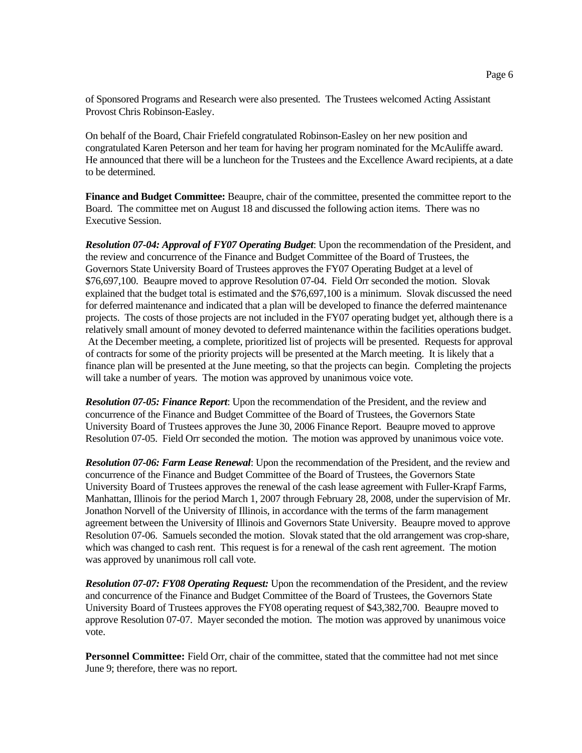of Sponsored Programs and Research were also presented. The Trustees welcomed Acting Assistant Provost Chris Robinson-Easley.

On behalf of the Board, Chair Friefeld congratulated Robinson-Easley on her new position and congratulated Karen Peterson and her team for having her program nominated for the McAuliffe award. He announced that there will be a luncheon for the Trustees and the Excellence Award recipients, at a date to be determined.

**Finance and Budget Committee:** Beaupre, chair of the committee, presented the committee report to the Board. The committee met on August 18 and discussed the following action items. There was no Executive Session.

***Resolution 07-04: Approval of FY07 Operating Budget***: Upon the recommendation of the President, and the review and concurrence of the Finance and Budget Committee of the Board of Trustees, the Governors State University Board of Trustees approves the FY07 Operating Budget at a level of $76,697,100. Beaupre moved to approve Resolution 07-04. Field Orr seconded the motion. Slovak explained that the budget total is estimated and the $76,697,100 is a minimum. Slovak discussed the need for deferred maintenance and indicated that a plan will be developed to finance the deferred maintenance projects. The costs of those projects are not included in the FY07 operating budget yet, although there is a relatively small amount of money devoted to deferred maintenance within the facilities operations budget. At the December meeting, a complete, prioritized list of projects will be presented. Requests for approval of contracts for some of the priority projects will be presented at the March meeting. It is likely that a finance plan will be presented at the June meeting, so that the projects can begin. Completing the projects will take a number of years. The motion was approved by unanimous voice vote.

***Resolution 07-05: Finance Report***: Upon the recommendation of the President, and the review and concurrence of the Finance and Budget Committee of the Board of Trustees, the Governors State University Board of Trustees approves the June 30, 2006 Finance Report. Beaupre moved to approve Resolution 07-05. Field Orr seconded the motion. The motion was approved by unanimous voice vote.

***Resolution 07-06: Farm Lease Renewal***: Upon the recommendation of the President, and the review and concurrence of the Finance and Budget Committee of the Board of Trustees, the Governors State University Board of Trustees approves the renewal of the cash lease agreement with Fuller-Krapf Farms, Manhattan, Illinois for the period March 1, 2007 through February 28, 2008, under the supervision of Mr. Jonathon Norvell of the University of Illinois, in accordance with the terms of the farm management agreement between the University of Illinois and Governors State University. Beaupre moved to approve Resolution 07-06. Samuels seconded the motion. Slovak stated that the old arrangement was crop-share, which was changed to cash rent. This request is for a renewal of the cash rent agreement. The motion was approved by unanimous roll call vote.

***Resolution 07-07: FY08 Operating Request:*** Upon the recommendation of the President, and the review and concurrence of the Finance and Budget Committee of the Board of Trustees, the Governors State University Board of Trustees approves the FY08 operating request of $43,382,700. Beaupre moved to approve Resolution 07-07. Mayer seconded the motion. The motion was approved by unanimous voice vote.

**Personnel Committee:** Field Orr, chair of the committee, stated that the committee had not met since June 9; therefore, there was no report.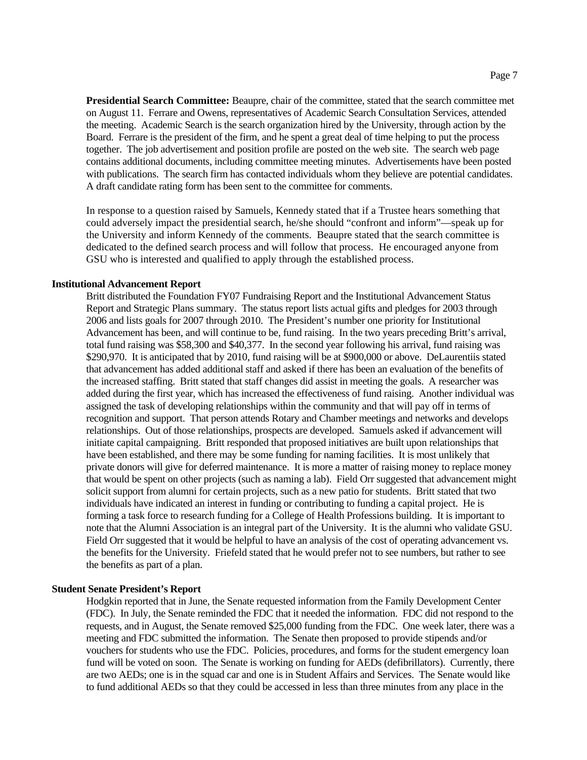**Presidential Search Committee:** Beaupre, chair of the committee, stated that the search committee met on August 11. Ferrare and Owens, representatives of Academic Search Consultation Services, attended the meeting. Academic Search is the search organization hired by the University, through action by the Board. Ferrare is the president of the firm, and he spent a great deal of time helping to put the process together. The job advertisement and position profile are posted on the web site. The search web page contains additional documents, including committee meeting minutes. Advertisements have been posted with publications. The search firm has contacted individuals whom they believe are potential candidates. A draft candidate rating form has been sent to the committee for comments.

In response to a question raised by Samuels, Kennedy stated that if a Trustee hears something that could adversely impact the presidential search, he/she should "confront and inform"—speak up for the University and inform Kennedy of the comments. Beaupre stated that the search committee is dedicated to the defined search process and will follow that process. He encouraged anyone from GSU who is interested and qualified to apply through the established process.

### Institutional Advancement Report

Britt distributed the Foundation FY07 Fundraising Report and the Institutional Advancement Status Report and Strategic Plans summary. The status report lists actual gifts and pledges for 2003 through 2006 and lists goals for 2007 through 2010. The President's number one priority for Institutional Advancement has been, and will continue to be, fund raising. In the two years preceding Britt's arrival, total fund raising was $58,300 and $40,377. In the second year following his arrival, fund raising was $290,970. It is anticipated that by 2010, fund raising will be at $900,000 or above. DeLaurentiis stated that advancement has added additional staff and asked if there has been an evaluation of the benefits of the increased staffing. Britt stated that staff changes did assist in meeting the goals. A researcher was added during the first year, which has increased the effectiveness of fund raising. Another individual was assigned the task of developing relationships within the community and that will pay off in terms of recognition and support. That person attends Rotary and Chamber meetings and networks and develops relationships. Out of those relationships, prospects are developed. Samuels asked if advancement will initiate capital campaigning. Britt responded that proposed initiatives are built upon relationships that have been established, and there may be some funding for naming facilities. It is most unlikely that private donors will give for deferred maintenance. It is more a matter of raising money to replace money that would be spent on other projects (such as naming a lab). Field Orr suggested that advancement might solicit support from alumni for certain projects, such as a new patio for students. Britt stated that two individuals have indicated an interest in funding or contributing to funding a capital project. He is forming a task force to research funding for a College of Health Professions building. It is important to note that the Alumni Association is an integral part of the University. It is the alumni who validate GSU. Field Orr suggested that it would be helpful to have an analysis of the cost of operating advancement vs. the benefits for the University. Friefeld stated that he would prefer not to see numbers, but rather to see the benefits as part of a plan.

### Student Senate President's Report

Hodgkin reported that in June, the Senate requested information from the Family Development Center (FDC). In July, the Senate reminded the FDC that it needed the information. FDC did not respond to the requests, and in August, the Senate removed $25,000 funding from the FDC. One week later, there was a meeting and FDC submitted the information. The Senate then proposed to provide stipends and/or vouchers for students who use the FDC. Policies, procedures, and forms for the student emergency loan fund will be voted on soon. The Senate is working on funding for AEDs (defibrillators). Currently, there are two AEDs; one is in the squad car and one is in Student Affairs and Services. The Senate would like to fund additional AEDs so that they could be accessed in less than three minutes from any place in the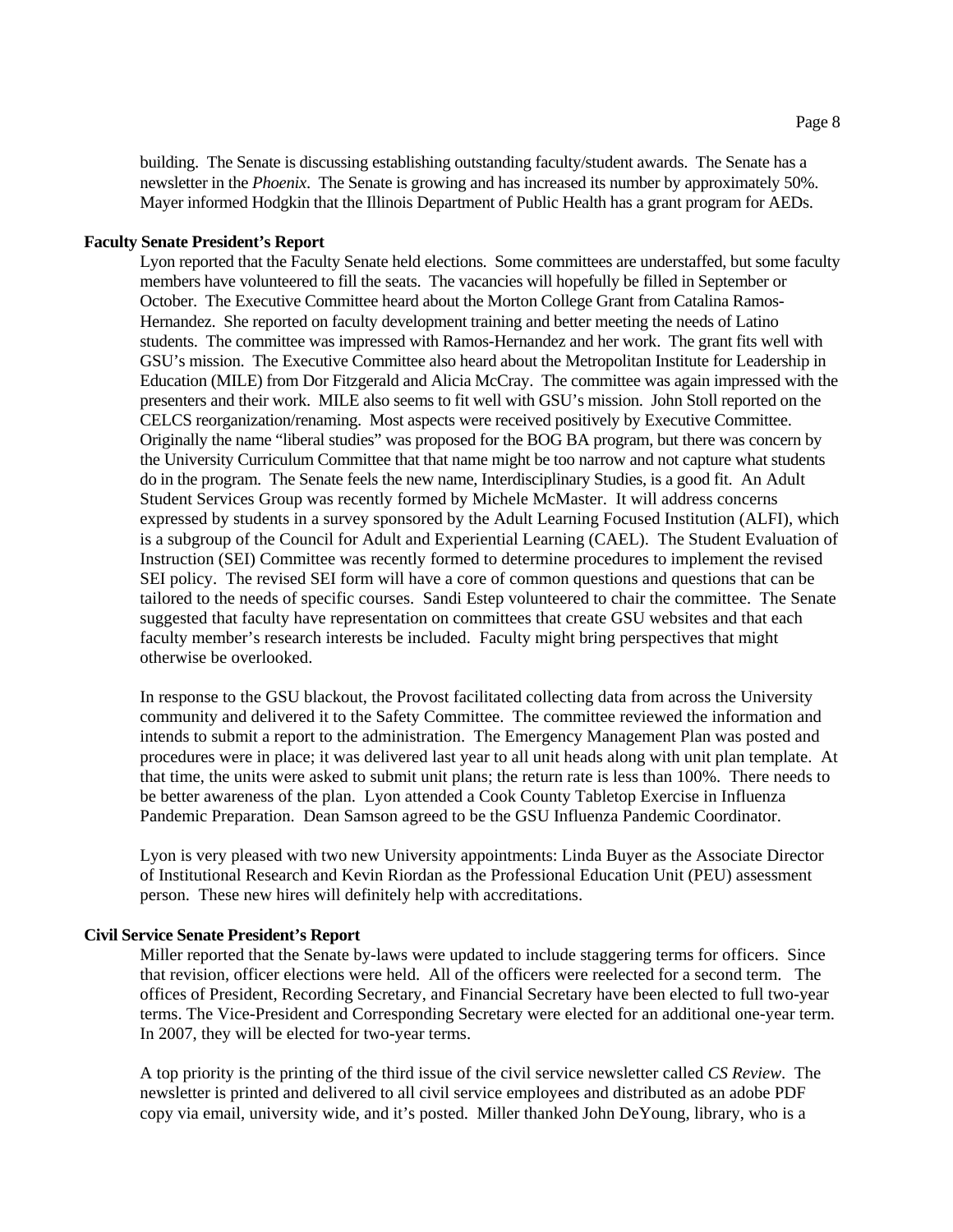building. The Senate is discussing establishing outstanding faculty/student awards. The Senate has a newsletter in the *Phoenix*. The Senate is growing and has increased its number by approximately 50%. Mayer informed Hodgkin that the Illinois Department of Public Health has a grant program for AEDs.

**Faculty Senate President's Report**

Lyon reported that the Faculty Senate held elections. Some committees are understaffed, but some faculty members have volunteered to fill the seats. The vacancies will hopefully be filled in September or October. The Executive Committee heard about the Morton College Grant from Catalina Ramos-Hernandez. She reported on faculty development training and better meeting the needs of Latino students. The committee was impressed with Ramos-Hernandez and her work. The grant fits well with GSU's mission. The Executive Committee also heard about the Metropolitan Institute for Leadership in Education (MILE) from Dor Fitzgerald and Alicia McCray. The committee was again impressed with the presenters and their work. MILE also seems to fit well with GSU's mission. John Stoll reported on the CELCS reorganization/renaming. Most aspects were received positively by Executive Committee. Originally the name "liberal studies" was proposed for the BOG BA program, but there was concern by the University Curriculum Committee that that name might be too narrow and not capture what students do in the program. The Senate feels the new name, Interdisciplinary Studies, is a good fit. An Adult Student Services Group was recently formed by Michele McMaster. It will address concerns expressed by students in a survey sponsored by the Adult Learning Focused Institution (ALFI), which is a subgroup of the Council for Adult and Experiential Learning (CAEL). The Student Evaluation of Instruction (SEI) Committee was recently formed to determine procedures to implement the revised SEI policy. The revised SEI form will have a core of common questions and questions that can be tailored to the needs of specific courses. Sandi Estep volunteered to chair the committee. The Senate suggested that faculty have representation on committees that create GSU websites and that each faculty member's research interests be included. Faculty might bring perspectives that might otherwise be overlooked.

In response to the GSU blackout, the Provost facilitated collecting data from across the University community and delivered it to the Safety Committee. The committee reviewed the information and intends to submit a report to the administration. The Emergency Management Plan was posted and procedures were in place; it was delivered last year to all unit heads along with unit plan template. At that time, the units were asked to submit unit plans; the return rate is less than 100%. There needs to be better awareness of the plan. Lyon attended a Cook County Tabletop Exercise in Influenza Pandemic Preparation. Dean Samson agreed to be the GSU Influenza Pandemic Coordinator.

Lyon is very pleased with two new University appointments: Linda Buyer as the Associate Director of Institutional Research and Kevin Riordan as the Professional Education Unit (PEU) assessment person. These new hires will definitely help with accreditations.

**Civil Service Senate President's Report**

Miller reported that the Senate by-laws were updated to include staggering terms for officers. Since that revision, officer elections were held. All of the officers were reelected for a second term. The offices of President, Recording Secretary, and Financial Secretary have been elected to full two-year terms. The Vice-President and Corresponding Secretary were elected for an additional one-year term. In 2007, they will be elected for two-year terms.

A top priority is the printing of the third issue of the civil service newsletter called *CS Review*. The newsletter is printed and delivered to all civil service employees and distributed as an adobe PDF copy via email, university wide, and it's posted. Miller thanked John DeYoung, library, who is a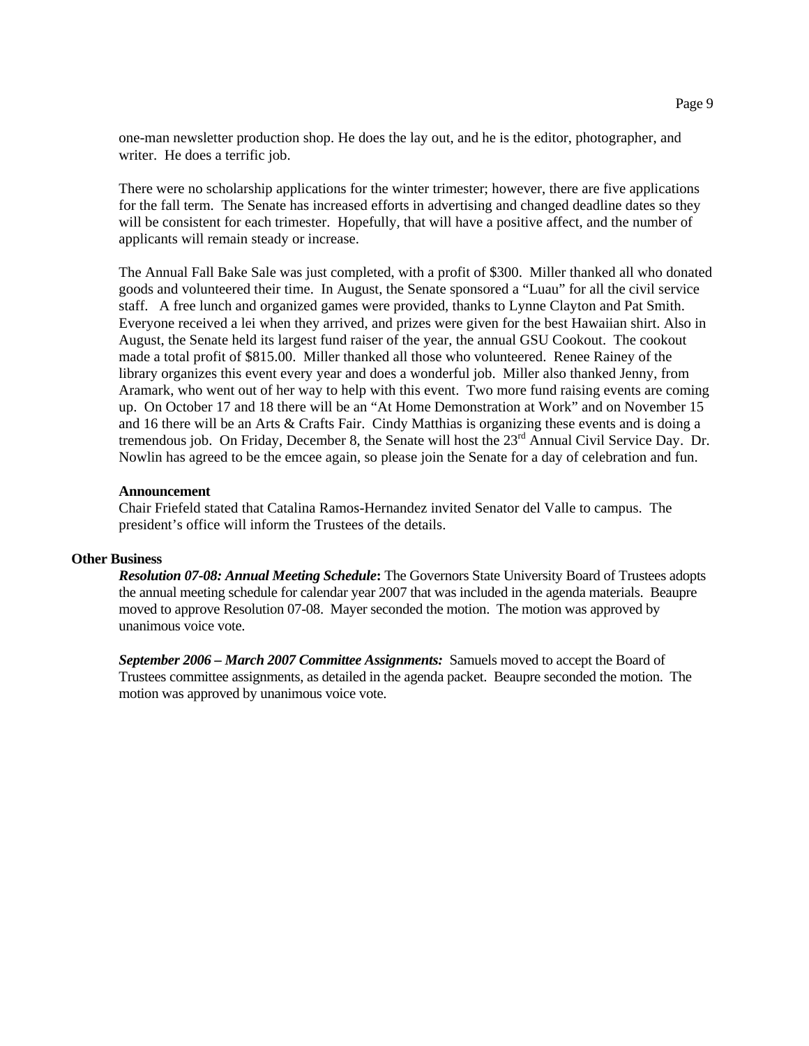one-man newsletter production shop. He does the lay out, and he is the editor, photographer, and writer. He does a terrific job.

There were no scholarship applications for the winter trimester; however, there are five applications for the fall term. The Senate has increased efforts in advertising and changed deadline dates so they will be consistent for each trimester. Hopefully, that will have a positive affect, and the number of applicants will remain steady or increase.

The Annual Fall Bake Sale was just completed, with a profit of $300. Miller thanked all who donated goods and volunteered their time. In August, the Senate sponsored a "Luau" for all the civil service staff. A free lunch and organized games were provided, thanks to Lynne Clayton and Pat Smith. Everyone received a lei when they arrived, and prizes were given for the best Hawaiian shirt. Also in August, the Senate held its largest fund raiser of the year, the annual GSU Cookout. The cookout made a total profit of $815.00. Miller thanked all those who volunteered. Renee Rainey of the library organizes this event every year and does a wonderful job. Miller also thanked Jenny, from Aramark, who went out of her way to help with this event. Two more fund raising events are coming up. On October 17 and 18 there will be an "At Home Demonstration at Work" and on November 15 and 16 there will be an Arts & Crafts Fair. Cindy Matthias is organizing these events and is doing a tremendous job. On Friday, December 8, the Senate will host the 23rd Annual Civil Service Day. Dr. Nowlin has agreed to be the emcee again, so please join the Senate for a day of celebration and fun.

**Announcement**

Chair Friefeld stated that Catalina Ramos-Hernandez invited Senator del Valle to campus. The president's office will inform the Trustees of the details.

**Other Business**

***Resolution 07-08: Annual Meeting Schedule*:** The Governors State University Board of Trustees adopts the annual meeting schedule for calendar year 2007 that was included in the agenda materials. Beaupre moved to approve Resolution 07-08. Mayer seconded the motion. The motion was approved by unanimous voice vote.

***September 2006 – March 2007 Committee Assignments:*** Samuels moved to accept the Board of Trustees committee assignments, as detailed in the agenda packet. Beaupre seconded the motion. The motion was approved by unanimous voice vote.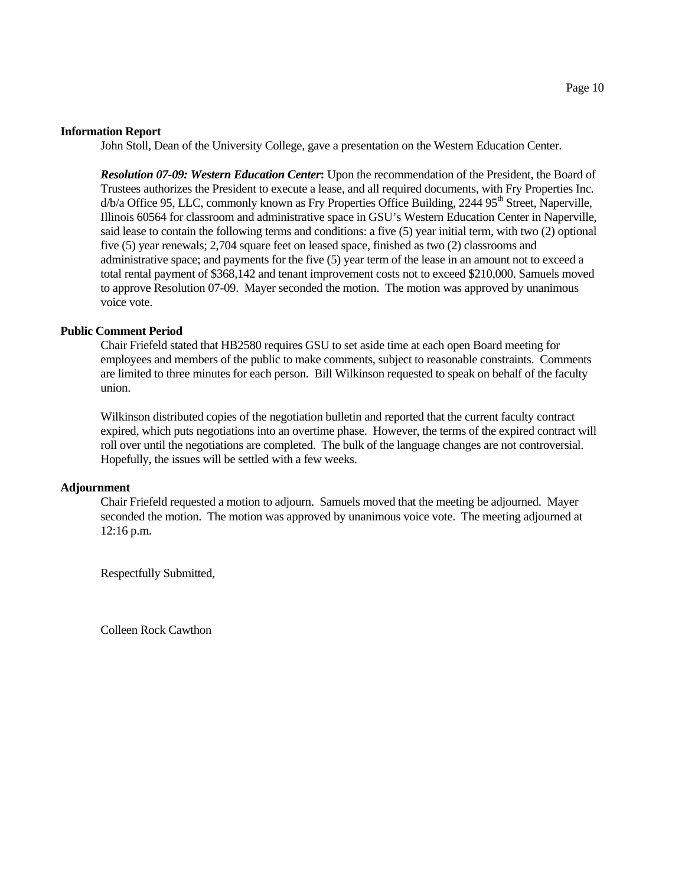**Information Report**

John Stoll, Dean of the University College, gave a presentation on the Western Education Center.

***Resolution 07-09: Western Education Center*:** Upon the recommendation of the President, the Board of Trustees authorizes the President to execute a lease, and all required documents, with Fry Properties Inc. d/b/a Office 95, LLC, commonly known as Fry Properties Office Building, 2244 95th Street, Naperville, Illinois 60564 for classroom and administrative space in GSU's Western Education Center in Naperville, said lease to contain the following terms and conditions: a five (5) year initial term, with two (2) optional five (5) year renewals; 2,704 square feet on leased space, finished as two (2) classrooms and administrative space; and payments for the five (5) year term of the lease in an amount not to exceed a total rental payment of $368,142 and tenant improvement costs not to exceed $210,000. Samuels moved to approve Resolution 07-09. Mayer seconded the motion. The motion was approved by unanimous voice vote.

**Public Comment Period**

Chair Friefeld stated that HB2580 requires GSU to set aside time at each open Board meeting for employees and members of the public to make comments, subject to reasonable constraints. Comments are limited to three minutes for each person. Bill Wilkinson requested to speak on behalf of the faculty union.

Wilkinson distributed copies of the negotiation bulletin and reported that the current faculty contract expired, which puts negotiations into an overtime phase. However, the terms of the expired contract will roll over until the negotiations are completed. The bulk of the language changes are not controversial. Hopefully, the issues will be settled with a few weeks.

**Adjournment**

Chair Friefeld requested a motion to adjourn. Samuels moved that the meeting be adjourned. Mayer seconded the motion. The motion was approved by unanimous voice vote. The meeting adjourned at 12:16 p.m.

Respectfully Submitted,

Colleen Rock Cawthon